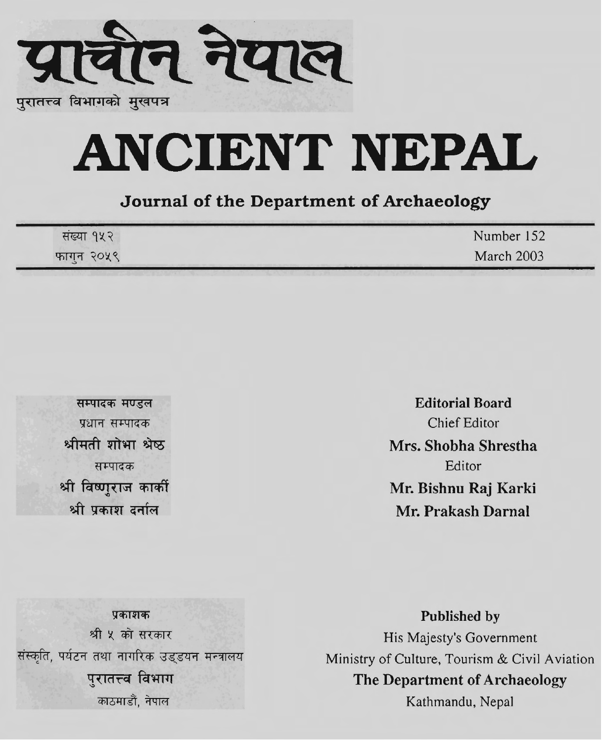# प्राचीन नेपाल

पुरातत्त्व विभागको मुखपत्र

# ANCIENT NEPAL

## Journal of the Department of Archaeology

| संख्या १५२ | Number 152 |
|---|---|
| फागुन २०५९ | March 2003 |

**सम्पादक मण्डल**

प्रधान सम्पादक

**श्रीमती शोभा श्रेष्ठ**

सम्पादक

**श्री विष्णुराज कार्की**

**श्री प्रकाश दर्नाल**

**Editorial Board**

Chief Editor

**Mrs. Shobha Shrestha**

Editor

**Mr. Bishnu Raj Karki**

**Mr. Prakash Darnal**

**प्रकाशक**

श्री ५ को सरकार

संस्कृति, पर्यटन तथा नागरिक उड्डयन मन्त्रालय

**पुरातत्त्व विभाग**

काठमाडौं, नेपाल

**Published by**

His Majesty's Government

Ministry of Culture, Tourism & Civil Aviation

**The Department of Archaeology**

Kathmandu, Nepal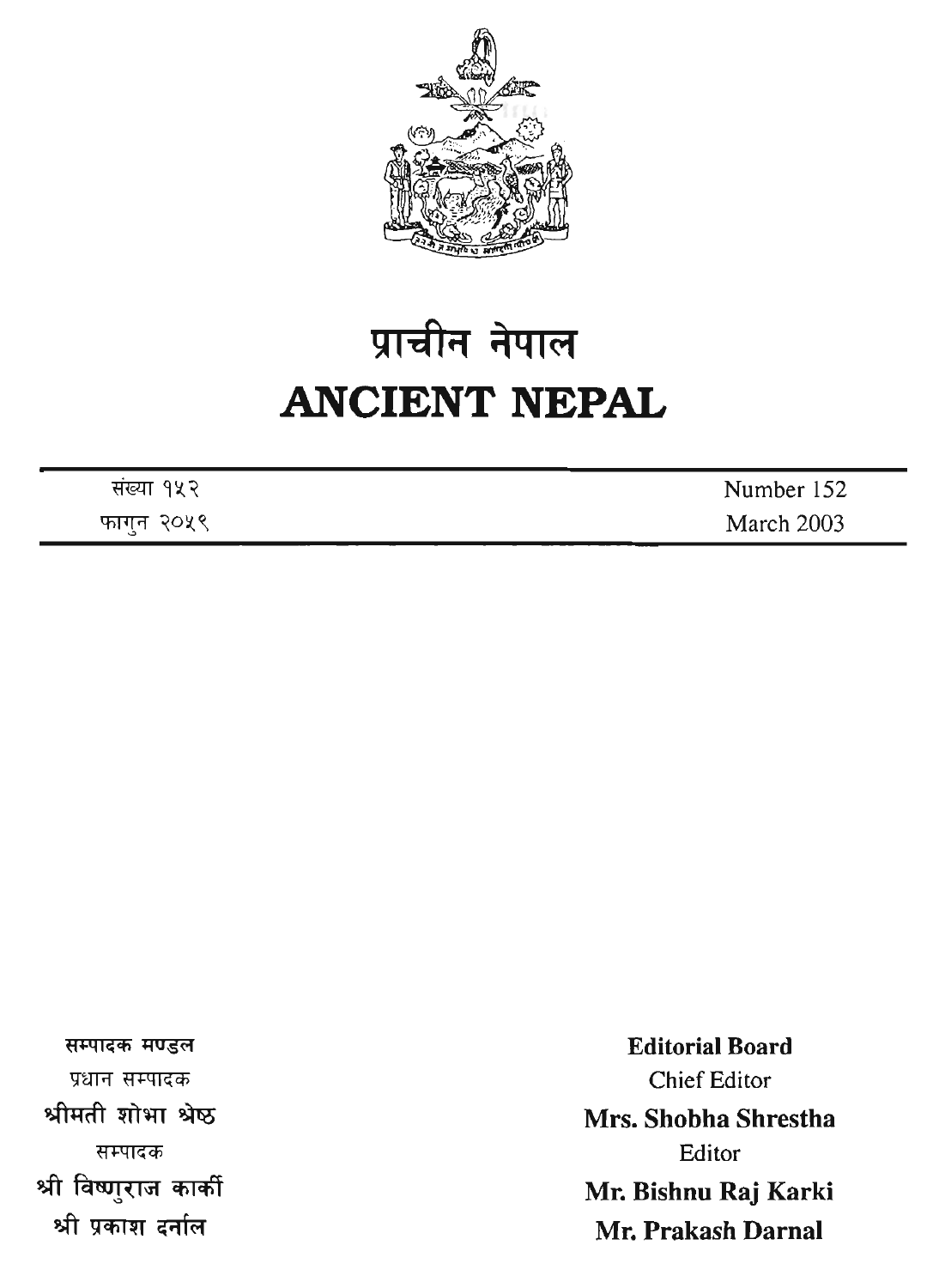# प्राचीन नेपाल

# ANCIENT NEPAL

| संख्या १५२ | Number 152 |
| --- | --- |
| फागुन २०५९ | March 2003 |

सम्पादक मण्डल

प्रधान सम्पादक

**श्रीमती शोभा श्रेष्ठ**

सम्पादक

**श्री विष्णुराज कार्की**

**श्री प्रकाश दर्नाल**

**Editorial Board**

Chief Editor

**Mrs. Shobha Shrestha**

Editor

**Mr. Bishnu Raj Karki**

**Mr. Prakash Darnal**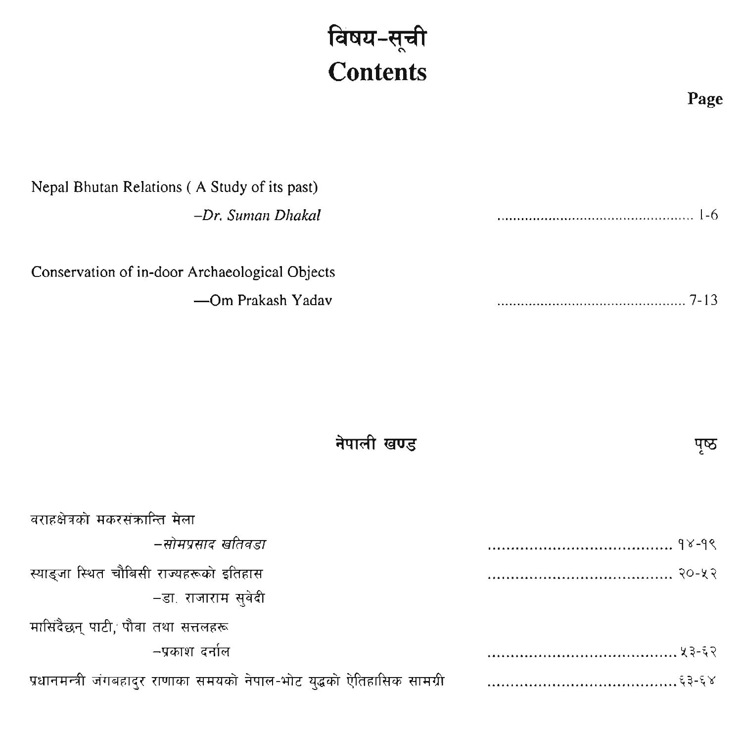# विषय-सूची
# Contents

**Page**

Nepal Bhutan Relations ( A Study of its past)

*–Dr. Suman Dhakal* ............................................. 1-6

Conservation of in-door Archaeological Objects

—Om Prakash Yadav ............................................. 7-13

**नेपाली खण्ड** **पृष्ठ**

वराहक्षेत्रको मकरसंक्रान्ति मेला

*–सोमप्रसाद खतिवडा* ............................................. १४-१९

स्याङ्जा स्थित चौबिसी राज्यहरूको इतिहास ............................................. २०-५२

–डा. राजाराम सुवेदी

मासिँदैछन् पाटी, पौवा तथा सत्तलहरू

–प्रकाश दर्नाल ............................................. ५३-६२

प्रधानमन्त्री जंगबहादुर राणाका समयको नेपाल-भोट युद्धको ऐतिहासिक सामग्री ............................................. ६३-६४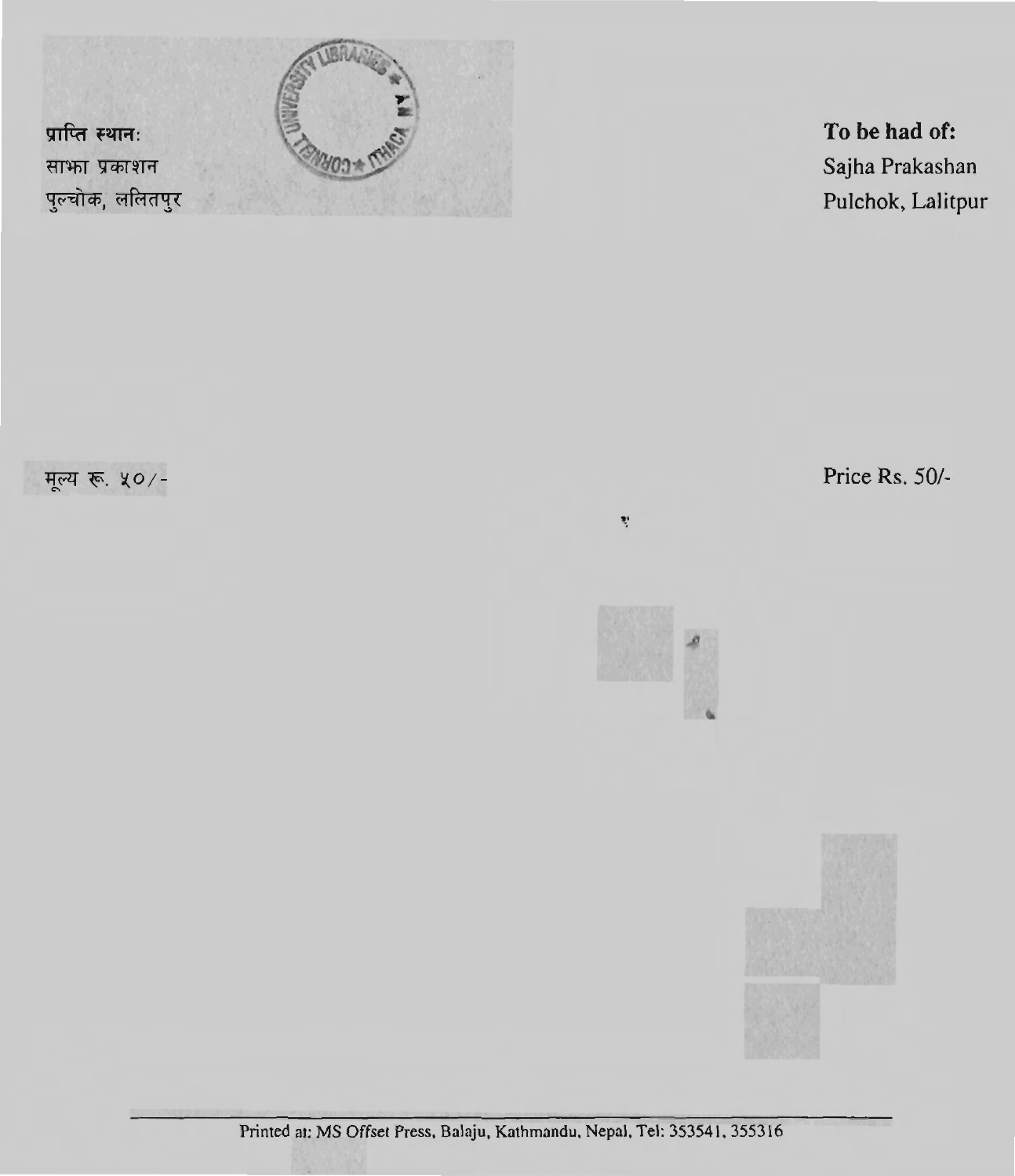**प्राप्ति स्थान:**
साझा प्रकाशन
पुल्चोक, ललितपुर

**To be had of:**
Sajha Prakashan
Pulchok, Lalitpur

मूल्य रू. ५०/-

Price Rs. 50/-

Printed at: MS Offset Press, Balaju, Kathmandu, Nepal, Tel: 353541, 355316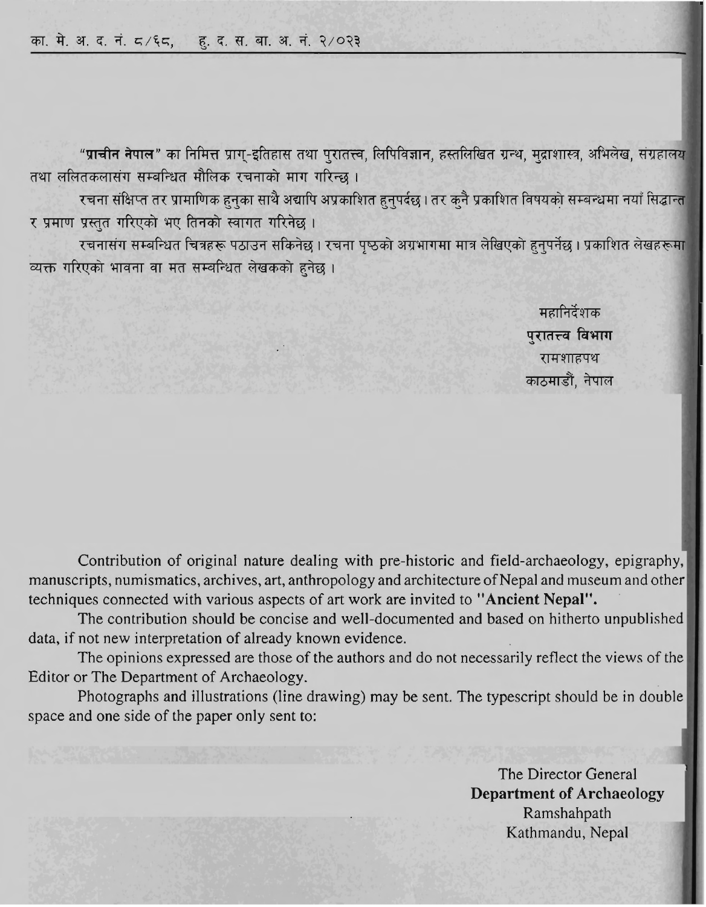का. मे. अ. द. नं. ८/६८, हु. द. स. बा. अ. नं. २/०२३

"**प्राचीन नेपाल**" का निमित्त प्राग्-इतिहास तथा पुरातत्त्व, लिपिविज्ञान, हस्तलिखित ग्रन्थ, मुद्राशास्त्र, अभिलेख, संग्रहालय तथा ललितकलासंग सम्बन्धित मौलिक रचनाको माग गरिन्छ ।

रचना संक्षिप्त तर प्रामाणिक हुनुका साथै अद्यापि अप्रकाशित हुनुपर्दछ । तर कुनै प्रकाशित विषयको सम्बन्धमा नयाँ सिद्धान्त र प्रमाण प्रस्तुत गरिएको भए तिनको स्वागत गरिनेछ ।

रचनासंग सम्बन्धित चित्रहरू पठाउन सकिनेछ । रचना पृष्ठको अग्रभागमा मात्र लेखिएको हुनुपर्नेछ । प्रकाशित लेखहरूमा व्यक्त गरिएको भावना वा मत सम्बन्धित लेखकको हुनेछ ।

महानिर्देशक  
**पुरातत्त्व विभाग**  
रामशाहपथ  
काठमाडौं, नेपाल

Contribution of original nature dealing with pre-historic and field-archaeology, epigraphy, manuscripts, numismatics, archives, art, anthropology and architecture of Nepal and museum and other techniques connected with various aspects of art work are invited to "**Ancient Nepal**".

The contribution should be concise and well-documented and based on hitherto unpublished data, if not new interpretation of already known evidence.

The opinions expressed are those of the authors and do not necessarily reflect the views of the Editor or The Department of Archaeology.

Photographs and illustrations (line drawing) may be sent. The typescript should be in double space and one side of the paper only sent to:

The Director General  
**Department of Archaeology**  
Ramshahpath  
Kathmandu, Nepal